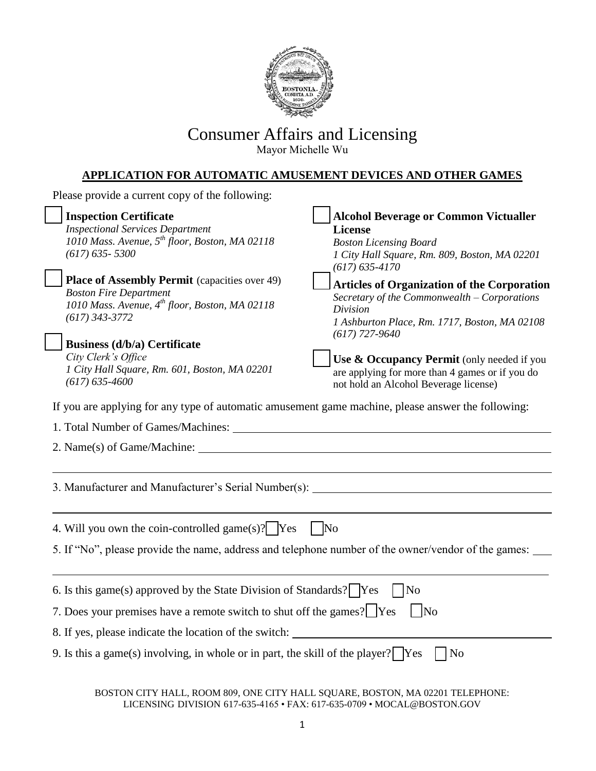# Consumer Affairs and Licensing

Mayor Michelle Wu

## APPLICATION FOR AUTOMATIC AMUSEMENT DEVICES AND OTHER GAMES

Please provide a current copy of the following:

- ☐ **Inspection Certificate**
  *Inspectional Services Department*
  *1010 Mass. Avenue, 5th floor, Boston, MA 02118*
  *(617) 635- 5300*

- ☐ **Place of Assembly Permit** (capacities over 49)
  *Boston Fire Department*
  *1010 Mass. Avenue, 4th floor, Boston, MA 02118*
  *(617) 343-3772*

- ☐ **Business (d/b/a) Certificate**
  *City Clerk's Office*
  *1 City Hall Square, Rm. 601, Boston, MA 02201*
  *(617) 635-4600*

- ☐ **Alcohol Beverage or Common Victualler License**
  *Boston Licensing Board*
  *1 City Hall Square, Rm. 809, Boston, MA 02201*
  *(617) 635-4170*

- ☐ **Articles of Organization of the Corporation**
  *Secretary of the Commonwealth – Corporations Division*
  *1 Ashburton Place, Rm. 1717, Boston, MA 02108*
  *(617) 727-9640*

- ☐ **Use & Occupancy Permit** (only needed if you are applying for more than 4 games or if you do not hold an Alcohol Beverage license)

If you are applying for any type of automatic amusement game machine, please answer the following:

1. Total Number of Games/Machines: ______________________________

2. Name(s) of Game/Machine: ______________________________

3. Manufacturer and Manufacturer's Serial Number(s): ______________________________

4. Will you own the coin-controlled game(s)? ☐ Yes ☐ No

5. If "No", please provide the name, address and telephone number of the owner/vendor of the games: ______________________________

6. Is this game(s) approved by the State Division of Standards? ☐ Yes ☐ No

7. Does your premises have a remote switch to shut off the games? ☐ Yes ☐ No

8. If yes, please indicate the location of the switch: ______________________________

9. Is this a game(s) involving, in whole or in part, the skill of the player? ☐ Yes ☐ No

BOSTON CITY HALL, ROOM 809, ONE CITY HALL SQUARE, BOSTON, MA 02201 TELEPHONE: LICENSING DIVISION 617-635-4165 • FAX: 617-635-0709 • MOCAL@BOSTON.GOV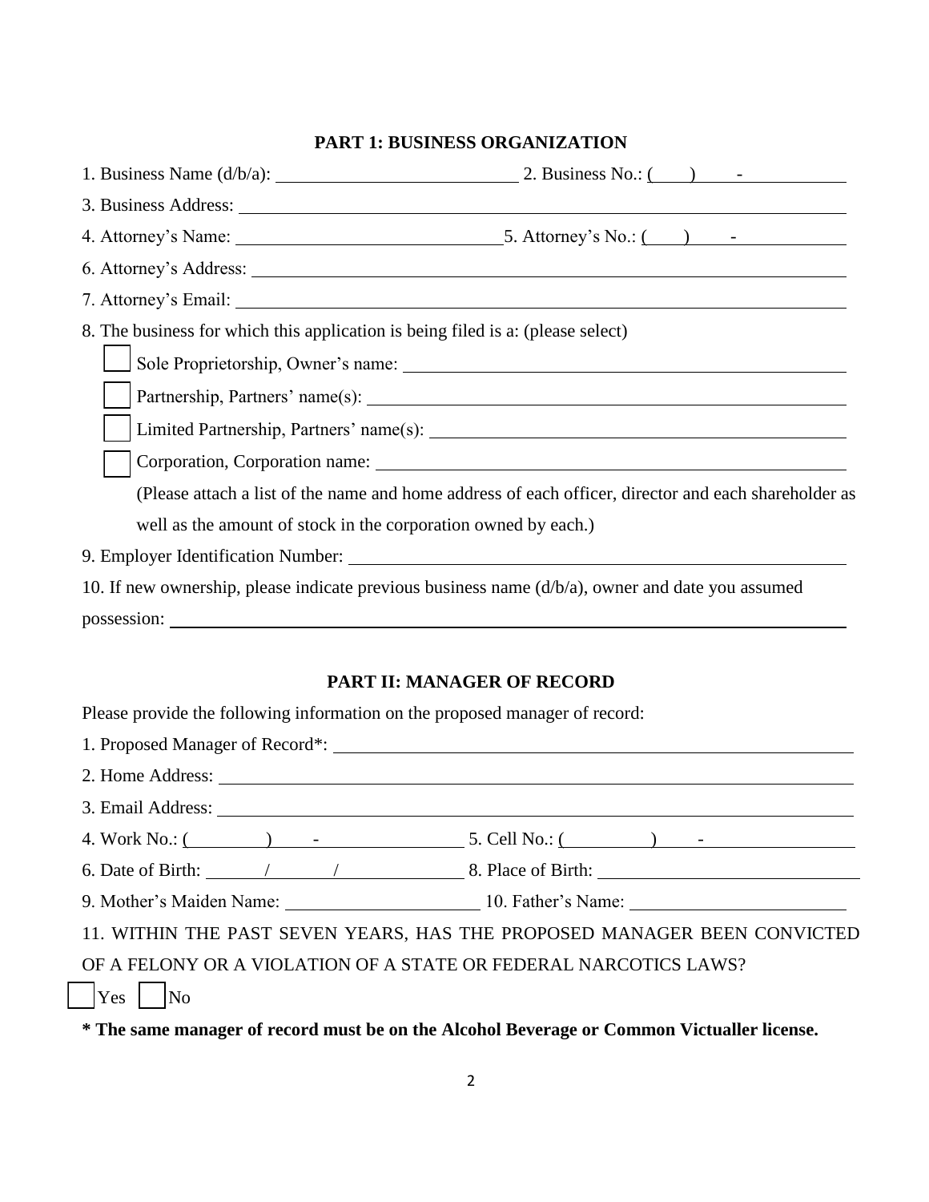## PART 1: BUSINESS ORGANIZATION

1. Business Name (d/b/a): ____________________ 2. Business No.: (    )    -

3. Business Address: ____________________

4. Attorney's Name: ____________________ 5. Attorney's No.: (    )    -

6. Attorney's Address: ____________________

7. Attorney's Email: ____________________

8. The business for which this application is being filed is a: (please select)

- ☐ Sole Proprietorship, Owner's name: ____________________
- ☐ Partnership, Partners' name(s): ____________________
- ☐ Limited Partnership, Partners' name(s): ____________________
- ☐ Corporation, Corporation name: ____________________

   (Please attach a list of the name and home address of each officer, director and each shareholder as well as the amount of stock in the corporation owned by each.)

9. Employer Identification Number: ____________________

10. If new ownership, please indicate previous business name (d/b/a), owner and date you assumed possession: ____________________

## PART II: MANAGER OF RECORD

Please provide the following information on the proposed manager of record:

1. Proposed Manager of Record*: ____________________

2. Home Address: ____________________

3. Email Address: ____________________

4. Work No.: (    )    - 5. Cell No.: (    )    -

6. Date of Birth:    /    / 8. Place of Birth: ____________________

9. Mother's Maiden Name: ____________________ 10. Father's Name: ____________________

11. WITHIN THE PAST SEVEN YEARS, HAS THE PROPOSED MANAGER BEEN CONVICTED OF A FELONY OR A VIOLATION OF A STATE OR FEDERAL NARCOTICS LAWS?

☐ Yes ☐ No

**\* The same manager of record must be on the Alcohol Beverage or Common Victualler license.**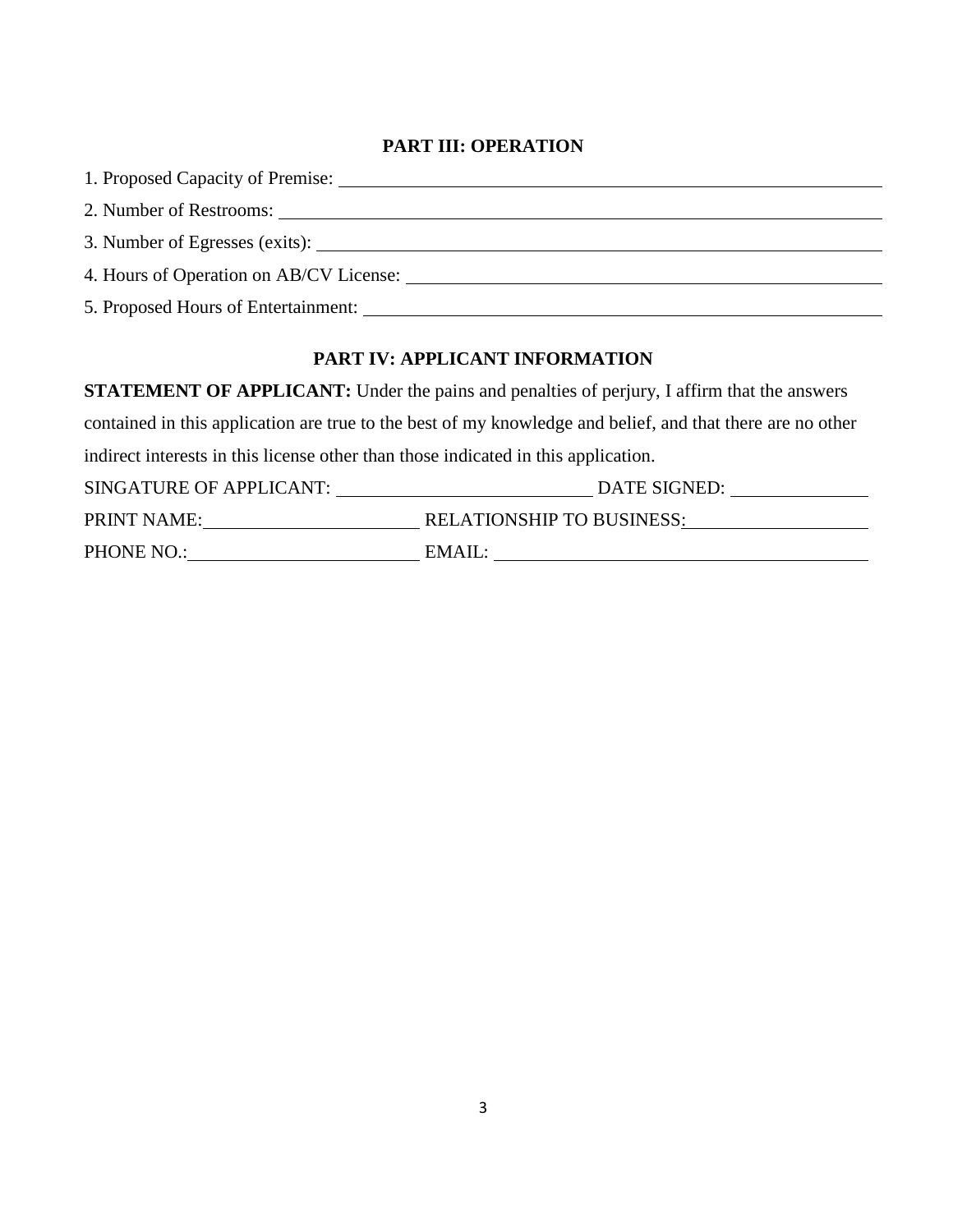## PART III: OPERATION

1. Proposed Capacity of Premise: ____________________________________________

2. Number of Restrooms: ____________________________________________

3. Number of Egresses (exits): ____________________________________________

4. Hours of Operation on AB/CV License: ____________________________________________

5. Proposed Hours of Entertainment: ____________________________________________

## PART IV: APPLICANT INFORMATION

**STATEMENT OF APPLICANT:** Under the pains and penalties of perjury, I affirm that the answers contained in this application are true to the best of my knowledge and belief, and that there are no other indirect interests in this license other than those indicated in this application.

SINGATURE OF APPLICANT: ____________________________ DATE SIGNED: ______________

PRINT NAME: ________________________ RELATIONSHIP TO BUSINESS: ____________________

PHONE NO.: __________________________ EMAIL: ________________________________________